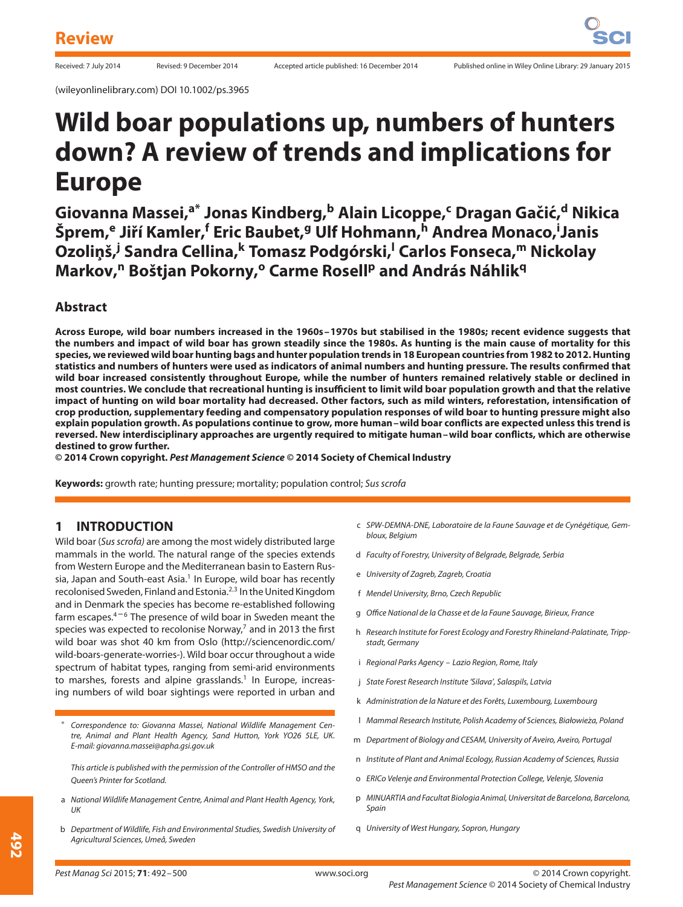Review

Received: 7 July 2014 Revised: 9 December 2014 Accepted article published: 16 December 2014 Published online in Wiley Online Library: 29 January 2015

(wileyonlinelibrary.com) DOI 10.1002/ps.3965

# Wild boar populations up, numbers of hunters down? A review of trends and implications for Europe

**Giovanna Massei,[a*] Jonas Kindberg,[b] Alain Licoppe,[c] Dragan Gačić,[d] Nikica Šprem,[e] Jiří Kamler,[f] Eric Baubet,[g] Ulf Hohmann,[h] Andrea Monaco,[i] Janis Ozoliņš,[j] Sandra Cellina,[k] Tomasz Podgórski,[l] Carlos Fonseca,[m] Nickolay Markov,[n] Boštjan Pokorny,[o] Carme Rosell[p] and András Náhlik[q]**

## Abstract

**Across Europe, wild boar numbers increased in the 1960s–1970s but stabilised in the 1980s; recent evidence suggests that the numbers and impact of wild boar has grown steadily since the 1980s. As hunting is the main cause of mortality for this species, we reviewed wild boar hunting bags and hunter population trends in 18 European countries from 1982 to 2012. Hunting statistics and numbers of hunters were used as indicators of animal numbers and hunting pressure. The results confirmed that wild boar increased consistently throughout Europe, while the number of hunters remained relatively stable or declined in most countries. We conclude that recreational hunting is insufficient to limit wild boar population growth and that the relative impact of hunting on wild boar mortality had decreased. Other factors, such as mild winters, reforestation, intensification of crop production, supplementary feeding and compensatory population responses of wild boar to hunting pressure might also explain population growth. As populations continue to grow, more human–wild boar conflicts are expected unless this trend is reversed. New interdisciplinary approaches are urgently required to mitigate human–wild boar conflicts, which are otherwise destined to grow further.**

**© 2014 Crown copyright. *Pest Management Science* © 2014 Society of Chemical Industry**

**Keywords:** growth rate; hunting pressure; mortality; population control; *Sus scrofa*

## 1 INTRODUCTION

Wild boar (*Sus scrofa)* are among the most widely distributed large mammals in the world. The natural range of the species extends from Western Europe and the Mediterranean basin to Eastern Russia, Japan and South-east Asia.[1] In Europe, wild boar has recently recolonised Sweden, Finland and Estonia.[2,3] In the United Kingdom and in Denmark the species has become re-established following farm escapes.[4–6] The presence of wild boar in Sweden meant the species was expected to recolonise Norway,[7] and in 2013 the first wild boar was shot 40 km from Oslo (http://sciencenordic.com/wild-boars-generate-worries-). Wild boar occur throughout a wide spectrum of habitat types, ranging from semi-arid environments to marshes, forests and alpine grasslands.[1] In Europe, increasing numbers of wild boar sightings were reported in urban and

\* Correspondence to: Giovanna Massei, National Wildlife Management Centre, Animal and Plant Health Agency, Sand Hutton, York YO26 5LE, UK. E-mail: giovanna.massei@apha.gsi.gov.uk

*This article is published with the permission of the Controller of HMSO and the Queen's Printer for Scotland.*

a *National Wildlife Management Centre, Animal and Plant Health Agency, York, UK*

b *Department of Wildlife, Fish and Environmental Studies, Swedish University of Agricultural Sciences, Umeå, Sweden*

c *SPW-DEMNA-DNE, Laboratoire de la Faune Sauvage et de Cynégétique, Gembloux, Belgium*

d *Faculty of Forestry, University of Belgrade, Belgrade, Serbia*

e *University of Zagreb, Zagreb, Croatia*

f *Mendel University, Brno, Czech Republic*

g *Office National de la Chasse et de la Faune Sauvage, Birieux, France*

h *Research Institute for Forest Ecology and Forestry Rhineland-Palatinate, Trippstadt, Germany*

i *Regional Parks Agency – Lazio Region, Rome, Italy*

j *State Forest Research Institute 'Silava', Salaspils, Latvia*

k *Administration de la Nature et des Forêts, Luxembourg, Luxembourg*

l *Mammal Research Institute, Polish Academy of Sciences, Białowieża, Poland*

m *Department of Biology and CESAM, University of Aveiro, Aveiro, Portugal*

n *Institute of Plant and Animal Ecology, Russian Academy of Sciences, Russia*

o *ERiCo Velenje and Environmental Protection College, Velenje, Slovenia*

p *MINUARTIA and Facultat Biologia Animal, Universitat de Barcelona, Barcelona, Spain*

q *University of West Hungary, Sopron, Hungary*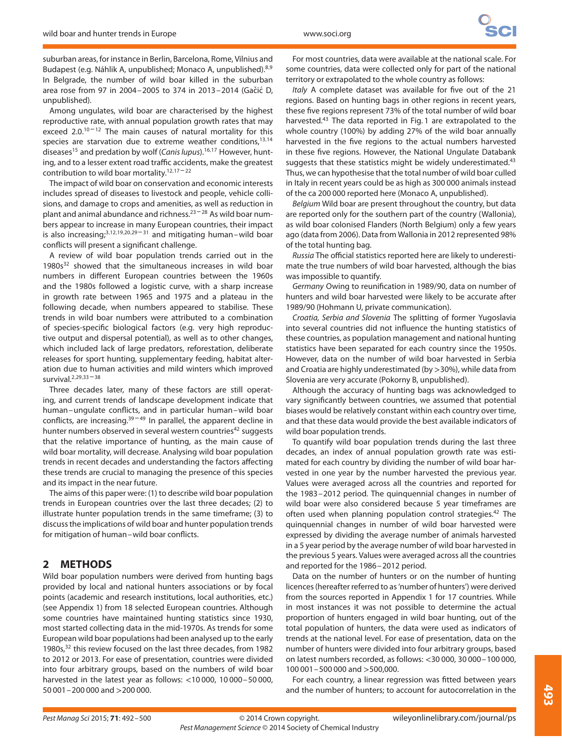suburban areas, for instance in Berlin, Barcelona, Rome, Vilnius and Budapest (e.g. Náhlik A, unpublished; Monaco A, unpublished).[8,9] In Belgrade, the number of wild boar killed in the suburban area rose from 97 in 2004–2005 to 374 in 2013–2014 (Gačić D, unpublished).

Among ungulates, wild boar are characterised by the highest reproductive rate, with annual population growth rates that may exceed 2.0.[10−12] The main causes of natural mortality for this species are starvation due to extreme weather conditions,[13,14] diseases[15] and predation by wolf (*Canis lupus*).[16,17] However, hunting, and to a lesser extent road traffic accidents, make the greatest contribution to wild boar mortality.[12,17−22]

The impact of wild boar on conservation and economic interests includes spread of diseases to livestock and people, vehicle collisions, and damage to crops and amenities, as well as reduction in plant and animal abundance and richness.[23−28] As wild boar numbers appear to increase in many European countries, their impact is also increasing;[3,12,19,20,29−31] and mitigating human–wild boar conflicts will present a significant challenge.

A review of wild boar population trends carried out in the 1980s[32] showed that the simultaneous increases in wild boar numbers in different European countries between the 1960s and the 1980s followed a logistic curve, with a sharp increase in growth rate between 1965 and 1975 and a plateau in the following decade, when numbers appeared to stabilise. These trends in wild boar numbers were attributed to a combination of species-specific biological factors (e.g. very high reproductive output and dispersal potential), as well as to other changes, which included lack of large predators, reforestation, deliberate releases for sport hunting, supplementary feeding, habitat alteration due to human activities and mild winters which improved survival.[2,29,33−38]

Three decades later, many of these factors are still operating, and current trends of landscape development indicate that human–ungulate conflicts, and in particular human–wild boar conflicts, are increasing.[39−49] In parallel, the apparent decline in hunter numbers observed in several western countries[42] suggests that the relative importance of hunting, as the main cause of wild boar mortality, will decrease. Analysing wild boar population trends in recent decades and understanding the factors affecting these trends are crucial to managing the presence of this species and its impact in the near future.

The aims of this paper were: (1) to describe wild boar population trends in European countries over the last three decades; (2) to illustrate hunter population trends in the same timeframe; (3) to discuss the implications of wild boar and hunter population trends for mitigation of human–wild boar conflicts.

## 2 METHODS

Wild boar population numbers were derived from hunting bags provided by local and national hunters associations or by focal points (academic and research institutions, local authorities, etc.) (see Appendix 1) from 18 selected European countries. Although some countries have maintained hunting statistics since 1930, most started collecting data in the mid-1970s. As trends for some European wild boar populations had been analysed up to the early 1980s,[32] this review focused on the last three decades, from 1982 to 2012 or 2013. For ease of presentation, countries were divided into four arbitrary groups, based on the numbers of wild boar harvested in the latest year as follows: <10 000, 10 000–50 000, 50 001–200 000 and >200 000.

For most countries, data were available at the national scale. For some countries, data were collected only for part of the national territory or extrapolated to the whole country as follows:

*Italy* A complete dataset was available for five out of the 21 regions. Based on hunting bags in other regions in recent years, these five regions represent 73% of the total number of wild boar harvested.[43] The data reported in Fig. 1 are extrapolated to the whole country (100%) by adding 27% of the wild boar annually harvested in the five regions to the actual numbers harvested in these five regions. However, the National Ungulate Databank suggests that these statistics might be widely underestimated.[43] Thus, we can hypothesise that the total number of wild boar culled in Italy in recent years could be as high as 300 000 animals instead of the ca 200 000 reported here (Monaco A, unpublished).

*Belgium* Wild boar are present throughout the country, but data are reported only for the southern part of the country (Wallonia), as wild boar colonised Flanders (North Belgium) only a few years ago (data from 2006). Data from Wallonia in 2012 represented 98% of the total hunting bag.

*Russia* The official statistics reported here are likely to underestimate the true numbers of wild boar harvested, although the bias was impossible to quantify.

*Germany* Owing to reunification in 1989/90, data on number of hunters and wild boar harvested were likely to be accurate after 1989/90 (Hohmann U, private communication).

*Croatia, Serbia and Slovenia* The splitting of former Yugoslavia into several countries did not influence the hunting statistics of these countries, as population management and national hunting statistics have been separated for each country since the 1950s. However, data on the number of wild boar harvested in Serbia and Croatia are highly underestimated (by >30%), while data from Slovenia are very accurate (Pokorny B, unpublished).

Although the accuracy of hunting bags was acknowledged to vary significantly between countries, we assumed that potential biases would be relatively constant within each country over time, and that these data would provide the best available indicators of wild boar population trends.

To quantify wild boar population trends during the last three decades, an index of annual population growth rate was estimated for each country by dividing the number of wild boar harvested in one year by the number harvested the previous year. Values were averaged across all the countries and reported for the 1983–2012 period. The quinquennial changes in number of wild boar were also considered because 5 year timeframes are often used when planning population control strategies.[42] The quinquennial changes in number of wild boar harvested were expressed by dividing the average number of animals harvested in a 5 year period by the average number of wild boar harvested in the previous 5 years. Values were averaged across all the countries and reported for the 1986–2012 period.

Data on the number of hunters or on the number of hunting licences (hereafter referred to as 'number of hunters') were derived from the sources reported in Appendix 1 for 17 countries. While in most instances it was not possible to determine the actual proportion of hunters engaged in wild boar hunting, out of the total population of hunters, the data were used as indicators of trends at the national level. For ease of presentation, data on the number of hunters were divided into four arbitrary groups, based on latest numbers recorded, as follows: <30 000, 30 000–100 000, 100 001–500 000 and >500,000.

For each country, a linear regression was fitted between years and the number of hunters; to account for autocorrelation in the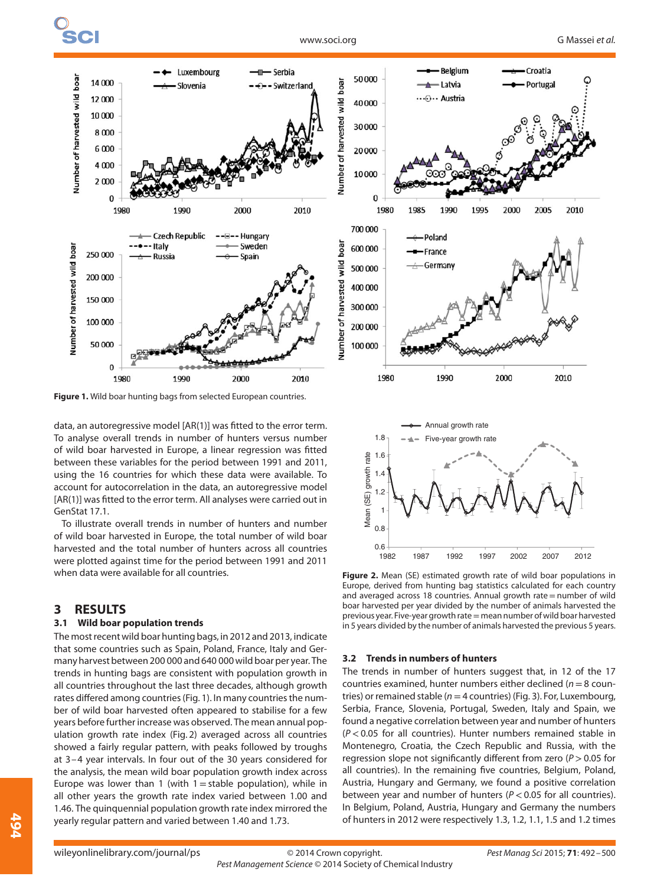**Figure 1.** Wild boar hunting bags from selected European countries.

data, an autoregressive model [AR(1)] was fitted to the error term. To analyse overall trends in number of hunters versus number of wild boar harvested in Europe, a linear regression was fitted between these variables for the period between 1991 and 2011, using the 16 countries for which these data were available. To account for autocorrelation in the data, an autoregressive model [AR(1)] was fitted to the error term. All analyses were carried out in GenStat 17.1.

To illustrate overall trends in number of hunters and number of wild boar harvested in Europe, the total number of wild boar harvested and the total number of hunters across all countries were plotted against time for the period between 1991 and 2011 when data were available for all countries.

## 3 RESULTS

### 3.1 Wild boar population trends

The most recent wild boar hunting bags, in 2012 and 2013, indicate that some countries such as Spain, Poland, France, Italy and Germany harvest between 200 000 and 640 000 wild boar per year. The trends in hunting bags are consistent with population growth in all countries throughout the last three decades, although growth rates differed among countries (Fig. 1). In many countries the number of wild boar harvested often appeared to stabilise for a few years before further increase was observed. The mean annual population growth rate index (Fig. 2) averaged across all countries showed a fairly regular pattern, with peaks followed by troughs at 3–4 year intervals. In four out of the 30 years considered for the analysis, the mean wild boar population growth index across Europe was lower than 1 (with 1 = stable population), while in all other years the growth rate index varied between 1.00 and 1.46. The quinquennial population growth rate index mirrored the yearly regular pattern and varied between 1.40 and 1.73.

**Figure 2.** Mean (SE) estimated growth rate of wild boar populations in Europe, derived from hunting bag statistics calculated for each country and averaged across 18 countries. Annual growth rate = number of wild boar harvested per year divided by the number of animals harvested the previous year. Five-year growth rate = mean number of wild boar harvested in 5 years divided by the number of animals harvested the previous 5 years.

### 3.2 Trends in numbers of hunters

The trends in number of hunters suggest that, in 12 of the 17 countries examined, hunter numbers either declined ($n = 8$ countries) or remained stable ($n = 4$ countries) (Fig. 3). For Luxembourg, Serbia, France, Slovenia, Portugal, Sweden, Italy and Spain, we found a negative correlation between year and number of hunters ($P < 0.05$ for all countries). Hunter numbers remained stable in Montenegro, Croatia, the Czech Republic and Russia, with the regression slope not significantly different from zero ($P > 0.05$ for all countries). In the remaining five countries, Belgium, Poland, Austria, Hungary and Germany, we found a positive correlation between year and number of hunters ($P < 0.05$ for all countries). In Belgium, Poland, Austria, Hungary and Germany the numbers of hunters in 2012 were respectively 1.3, 1.2, 1.1, 1.5 and 1.2 times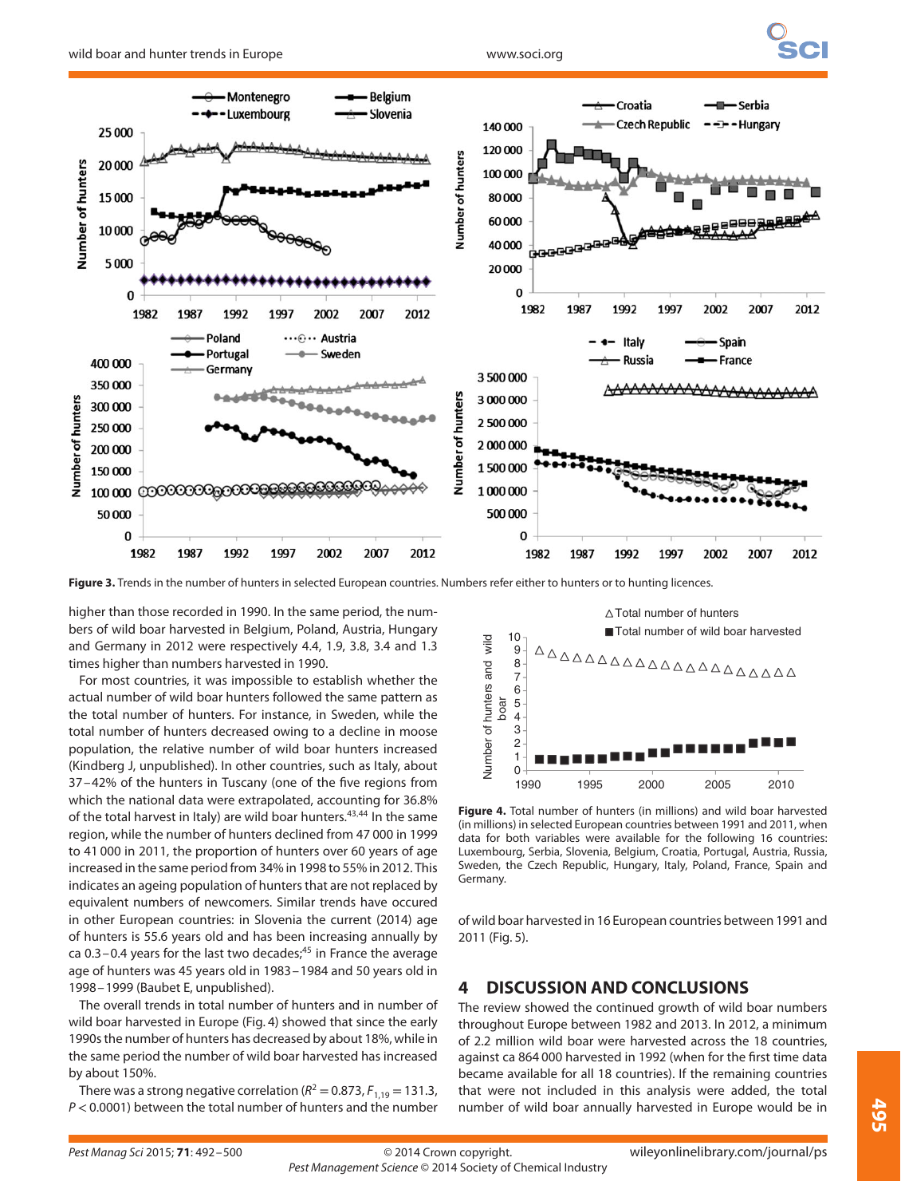Figure 3. Trends in the number of hunters in selected European countries. Numbers refer either to hunters or to hunting licences.

higher than those recorded in 1990. In the same period, the numbers of wild boar harvested in Belgium, Poland, Austria, Hungary and Germany in 2012 were respectively 4.4, 1.9, 3.8, 3.4 and 1.3 times higher than numbers harvested in 1990.

For most countries, it was impossible to establish whether the actual number of wild boar hunters followed the same pattern as the total number of hunters. For instance, in Sweden, while the total number of hunters decreased owing to a decline in moose population, the relative number of wild boar hunters increased (Kindberg J, unpublished). In other countries, such as Italy, about 37–42% of the hunters in Tuscany (one of the five regions from which the national data were extrapolated, accounting for 36.8% of the total harvest in Italy) are wild boar hunters.[43,44] In the same region, while the number of hunters declined from 47 000 in 1999 to 41 000 in 2011, the proportion of hunters over 60 years of age increased in the same period from 34% in 1998 to 55% in 2012. This indicates an ageing population of hunters that are not replaced by equivalent numbers of newcomers. Similar trends have occured in other European countries: in Slovenia the current (2014) age of hunters is 55.6 years old and has been increasing annually by ca 0.3–0.4 years for the last two decades;[45] in France the average age of hunters was 45 years old in 1983–1984 and 50 years old in 1998–1999 (Baubet E, unpublished).

The overall trends in total number of hunters and in number of wild boar harvested in Europe (Fig. 4) showed that since the early 1990s the number of hunters has decreased by about 18%, while in the same period the number of wild boar harvested has increased by about 150%.

There was a strong negative correlation ($R^2 = 0.873$, $F_{1,19} = 131.3$, $P < 0.0001$) between the total number of hunters and the number of wild boar harvested in 16 European countries between 1991 and 2011 (Fig. 5).

Figure 4. Total number of hunters (in millions) and wild boar harvested (in millions) in selected European countries between 1991 and 2011, when data for both variables were available for the following 16 countries: Luxembourg, Serbia, Slovenia, Belgium, Croatia, Czech Republic, Portugal, Austria, Russia, Sweden, the Czech Republic, Hungary, Italy, Poland, France, Spain and Germany.

## 4 DISCUSSION AND CONCLUSIONS

The review showed the continued growth of wild boar numbers throughout Europe between 1982 and 2013. In 2012, a minimum of 2.2 million wild boar were harvested across the 18 countries, against ca 864 000 harvested in 1992 (when for the first time data became available for all 18 countries). If the remaining countries that were not included in this analysis were added, the total number of wild boar annually harvested in Europe would be in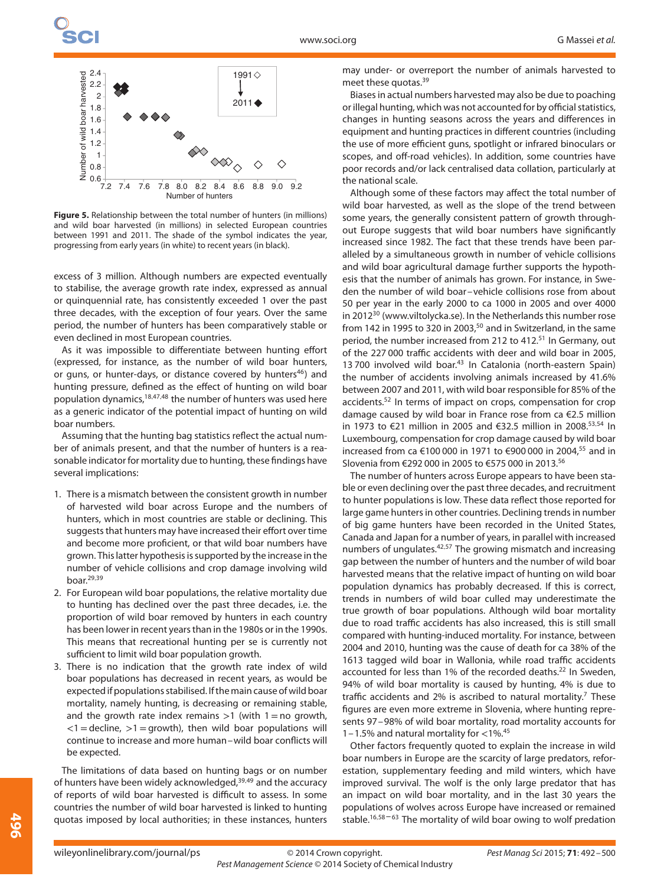**Figure 5.** Relationship between the total number of hunters (in millions) and wild boar harvested (in millions) in selected European countries between 1991 and 2011. The shade of the symbol indicates the year, progressing from early years (in white) to recent years (in black).

excess of 3 million. Although numbers are expected eventually to stabilise, the average growth rate index, expressed as annual or quinquennial rate, has consistently exceeded 1 over the past three decades, with the exception of four years. Over the same period, the number of hunters has been comparatively stable or even declined in most European countries.

As it was impossible to differentiate between hunting effort (expressed, for instance, as the number of wild boar hunters, or guns, or hunter-days, or distance covered by hunters[46]) and hunting pressure, defined as the effect of hunting on wild boar population dynamics,[18,47,48] the number of hunters was used here as a generic indicator of the potential impact of hunting on wild boar numbers.

Assuming that the hunting bag statistics reflect the actual number of animals present, and that the number of hunters is a reasonable indicator for mortality due to hunting, these findings have several implications:

1. There is a mismatch between the consistent growth in number of harvested wild boar across Europe and the numbers of hunters, which in most countries are stable or declining. This suggests that hunters may have increased their effort over time and become more proficient, or that wild boar numbers have grown. This latter hypothesis is supported by the increase in the number of vehicle collisions and crop damage involving wild boar.[29,39]
2. For European wild boar populations, the relative mortality due to hunting has declined over the past three decades, i.e. the proportion of wild boar removed by hunters in each country has been lower in recent years than in the 1980s or in the 1990s. This means that recreational hunting per se is currently not sufficient to limit wild boar population growth.
3. There is no indication that the growth rate index of wild boar populations has decreased in recent years, as would be expected if populations stabilised. If the main cause of wild boar mortality, namely hunting, is decreasing or remaining stable, and the growth rate index remains >1 (with 1 = no growth, <1 = decline, >1 = growth), then wild boar populations will continue to increase and more human–wild boar conflicts will be expected.

The limitations of data based on hunting bags or on number of hunters have been widely acknowledged,[39,49] and the accuracy of reports of wild boar harvested is difficult to assess. In some countries the number of wild boar harvested is linked to hunting quotas imposed by local authorities; in these instances, hunters may under- or overreport the number of animals harvested to meet these quotas.[39]

Biases in actual numbers harvested may also be due to poaching or illegal hunting, which was not accounted for by official statistics, changes in hunting seasons across the years and differences in equipment and hunting practices in different countries (including the use of more efficient guns, spotlight or infrared binoculars or scopes, and off-road vehicles). In addition, some countries have poor records and/or lack centralised data collation, particularly at the national scale.

Although some of these factors may affect the total number of wild boar harvested, as well as the slope of the trend between some years, the generally consistent pattern of growth throughout Europe suggests that wild boar numbers have significantly increased since 1982. The fact that these trends have been paralleled by a simultaneous growth in number of vehicle collisions and wild boar agricultural damage further supports the hypothesis that the number of animals has grown. For instance, in Sweden the number of wild boar–vehicle collisions rose from about 50 per year in the early 2000 to ca 1000 in 2005 and over 4000 in 2012[30] (www.viltolycka.se). In the Netherlands this number rose from 142 in 1995 to 320 in 2003,[50] and in Switzerland, in the same period, the number increased from 212 to 412.[51] In Germany, out of the 227 000 traffic accidents with deer and wild boar in 2005, 13 700 involved wild boar.[43] In Catalonia (north-eastern Spain) the number of accidents involving animals increased by 41.6% between 2007 and 2011, with wild boar responsible for 85% of the accidents.[52] In terms of impact on crops, compensation for crop damage caused by wild boar in France rose from ca €2.5 million in 1973 to €21 million in 2005 and €32.5 million in 2008.[53,54] In Luxembourg, compensation for crop damage caused by wild boar increased from ca €100 000 in 1971 to €900 000 in 2004,[55] and in Slovenia from €292 000 in 2005 to €575 000 in 2013.[56]

The number of hunters across Europe appears to have been stable or even declining over the past three decades, and recruitment to hunter populations is low. These data reflect those reported for large game hunters in other countries. Declining trends in number of big game hunters have been recorded in the United States, Canada and Japan for a number of years, in parallel with increased numbers of ungulates.[42,57] The growing mismatch and increasing gap between the number of hunters and the number of wild boar harvested means that the relative impact of hunting on wild boar population dynamics has probably decreased. If this is correct, trends in numbers of wild boar culled may underestimate the true growth of boar populations. Although wild boar mortality due to road traffic accidents has also increased, this is still small compared with hunting-induced mortality. For instance, between 2004 and 2010, hunting was the cause of death for ca 38% of the 1613 tagged wild boar in Wallonia, while road traffic accidents accounted for less than 1% of the recorded deaths.[22] In Sweden, 94% of wild boar mortality is caused by hunting, 4% is due to traffic accidents and 2% is ascribed to natural mortality.[7] These figures are even more extreme in Slovenia, where hunting represents 97–98% of wild boar mortality, road mortality accounts for 1–1.5% and natural mortality for <1%.[45]

Other factors frequently quoted to explain the increase in wild boar numbers in Europe are the scarcity of large predators, reforestation, supplementary feeding and mild winters, which have improved survival. The wolf is the only large predator that has an impact on wild boar mortality, and in the last 30 years the populations of wolves across Europe have increased or remained stable.[16,58–63] The mortality of wild boar owing to wolf predation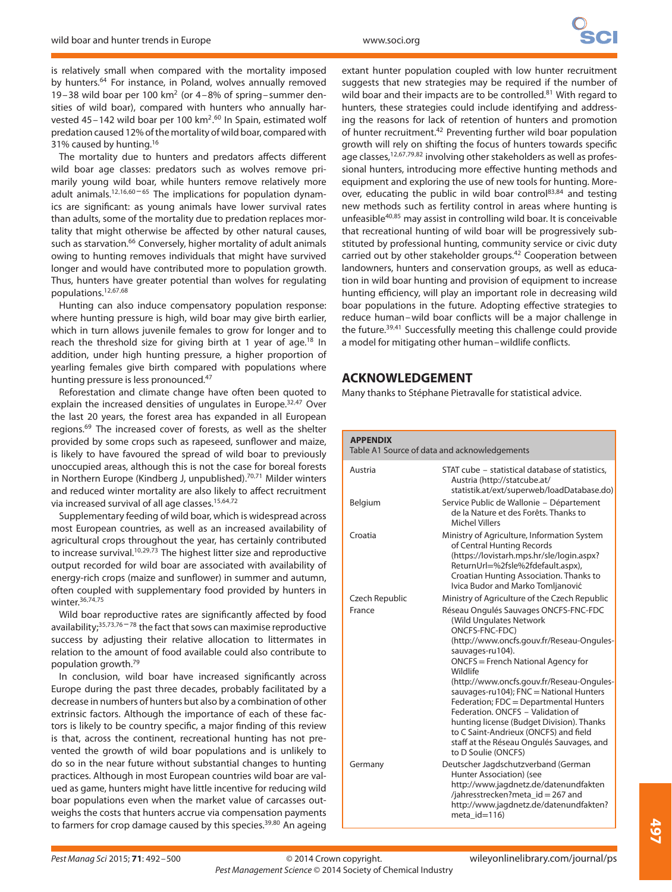is relatively small when compared with the mortality imposed by hunters.[64] For instance, in Poland, wolves annually removed 19–38 wild boar per 100 km$^2$ (or 4–8% of spring–summer densities of wild boar), compared with hunters who annually harvested 45–142 wild boar per 100 km$^2$.[60] In Spain, estimated wolf predation caused 12% of the mortality of wild boar, compared with 31% caused by hunting.[16]

The mortality due to hunters and predators affects different wild boar age classes: predators such as wolves remove primarily young wild boar, while hunters remove relatively more adult animals.[12,16,60–65] The implications for population dynamics are significant: as young animals have lower survival rates than adults, some of the mortality due to predation replaces mortality that might otherwise be affected by other natural causes, such as starvation.[66] Conversely, higher mortality of adult animals owing to hunting removes individuals that might have survived longer and would have contributed more to population growth. Thus, hunters have greater potential than wolves for regulating populations.[12,67,68]

Hunting can also induce compensatory population response: where hunting pressure is high, wild boar may give birth earlier, which in turn allows juvenile females to grow for longer and to reach the threshold size for giving birth at 1 year of age.[18] In addition, under high hunting pressure, a higher proportion of yearling females give birth compared with populations where hunting pressure is less pronounced.[47]

Reforestation and climate change have often been quoted to explain the increased densities of ungulates in Europe.[32,47] Over the last 20 years, the forest area has expanded in all European regions.[69] The increased cover of forests, as well as the shelter provided by some crops such as rapeseed, sunflower and maize, is likely to have favoured the spread of wild boar to previously unoccupied areas, although this is not the case for boreal forests in Northern Europe (Kindberg J, unpublished).[70,71] Milder winters and reduced winter mortality are also likely to affect recruitment via increased survival of all age classes.[15,64,72]

Supplementary feeding of wild boar, which is widespread across most European countries, as well as an increased availability of agricultural crops throughout the year, has certainly contributed to increase survival.[10,29,73] The highest litter size and reproductive output recorded for wild boar are associated with availability of energy-rich crops (maize and sunflower) in summer and autumn, often coupled with supplementary food provided by hunters in winter.[36,74,75]

Wild boar reproductive rates are significantly affected by food availability;[35,73,76–78] the fact that sows can maximise reproductive success by adjusting their relative allocation to littermates in relation to the amount of food available could also contribute to population growth.[79]

In conclusion, wild boar have increased significantly across Europe during the past three decades, probably facilitated by a decrease in numbers of hunters but also by a combination of other extrinsic factors. Although the importance of each of these factors is likely to be country specific, a major finding of this review is that, across the continent, recreational hunting has not prevented the growth of wild boar populations and is unlikely to do so in the near future without substantial changes to hunting practices. Although in most European countries wild boar are valued as game, hunters might have little incentive for reducing wild boar populations even when the market value of carcasses outweighs the costs that hunters accrue via compensation payments to farmers for crop damage caused by this species.[39,80] An ageing extant hunter population coupled with low hunter recruitment suggests that new strategies may be required if the number of wild boar and their impacts are to be controlled.[81] With regard to hunters, these strategies could include identifying and addressing the reasons for lack of retention of hunters and promotion of hunter recruitment.[42] Preventing further wild boar population growth will rely on shifting the focus of hunters towards specific age classes,[12,67,79,82] involving other stakeholders as well as professional hunters, introducing more effective hunting methods and equipment and exploring the use of new tools for hunting. Moreover, educating the public in wild boar control[83,84] and testing new methods such as fertility control in areas where hunting is unfeasible[40,85] may assist in controlling wild boar. It is conceivable that recreational hunting of wild boar will be progressively substituted by professional hunting, community service or civic duty carried out by other stakeholder groups.[42] Cooperation between landowners, hunters and conservation groups, as well as education in wild boar hunting and provision of equipment to increase hunting efficiency, will play an important role in decreasing wild boar populations in the future. Adopting effective strategies to reduce human–wild boar conflicts will be a major challenge in the future.[39,41] Successfully meeting this challenge could provide a model for mitigating other human–wildlife conflicts.

## ACKNOWLEDGEMENT

Many thanks to Stéphane Pietravalle for statistical advice.

**APPENDIX**

Table A1 Source of data and acknowledgements

| | |
|---|---|
| Austria | STAT cube – statistical database of statistics, Austria (http://statcube.at/statistik.at/ext/superweb/loadDatabase.do) |
| Belgium | Service Public de Wallonie – Département de la Nature et des Forêts. Thanks to Michel Villers |
| Croatia | Ministry of Agriculture, Information System of Central Hunting Records (https://lovistarh.mps.hr/sle/login.aspx?ReturnUrl=%2fsle%2fdefault.aspx), Croatian Hunting Association. Thanks to Ivica Budor and Marko Tomljanović |
| Czech Republic | Ministry of Agriculture of the Czech Republic |
| France | Réseau Ongulés Sauvages ONCFS-FNC-FDC (Wild Ungulates Network ONCFS-FNC-FDC) (http://www.oncfs.gouv.fr/Reseau-Ongules-sauvages-ru104). ONCFS = French National Agency for Wildlife (http://www.oncfs.gouv.fr/Reseau-Ongules-sauvages-ru104); FNC = National Hunters Federation; FDC = Departmental Hunters Federation. ONCFS – Validation of hunting license (Budget Division). Thanks to C Saint-Andrieux (ONCFS) and field staff at the Réseau Ongulés Sauvages, and to D Soulie (ONCFS) |
| Germany | Deutscher Jagdschutzverband (German Hunter Association) (see http://www.jagdnetz.de/datenundfakten/jahresstrecken?meta_id=267 and http://www.jagdnetz.de/datenundfakten?meta_id=116) |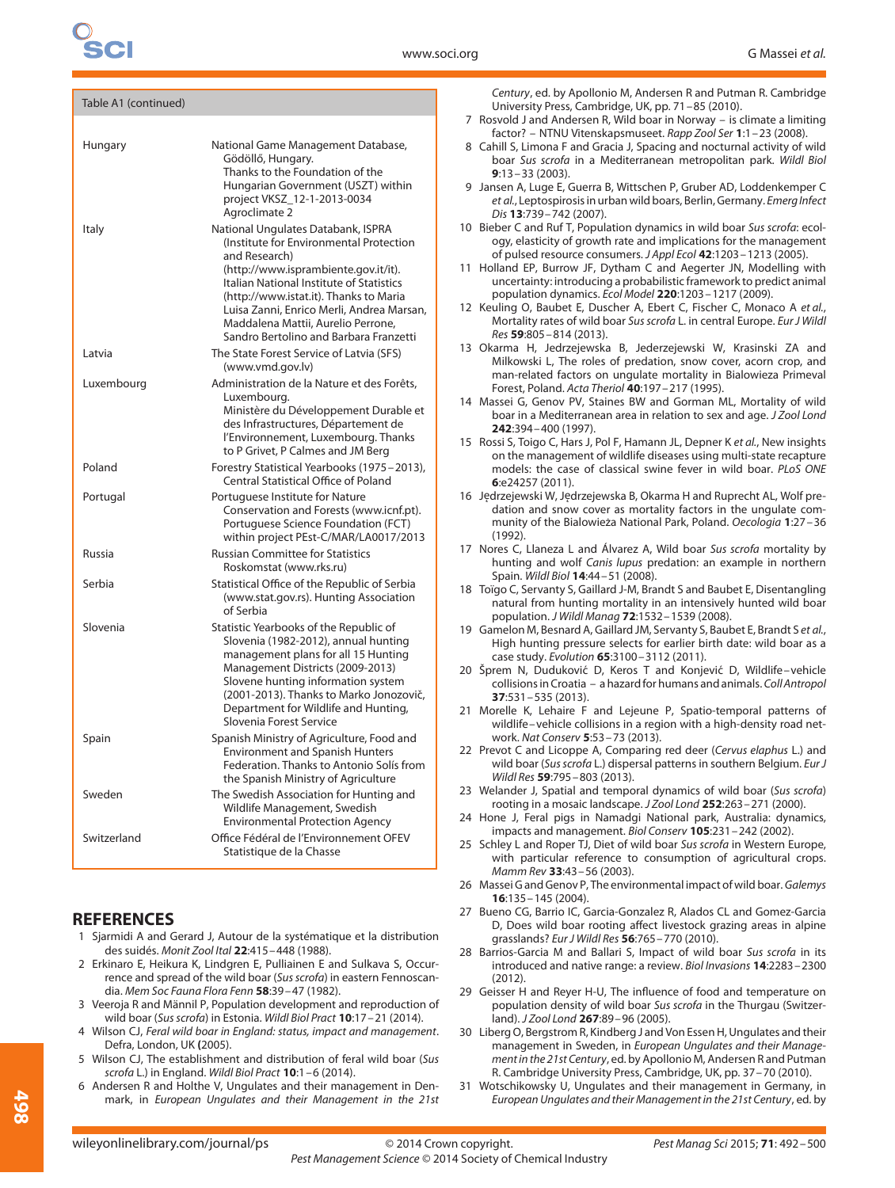| Table A1 (continued) | |
|---|---|
| Hungary | National Game Management Database, Gödöllő, Hungary. Thanks to the Foundation of the Hungarian Government (USZT) within project VKSZ_12-1-2013-0034 Agroclimate 2 |
| Italy | National Ungulates Databank, ISPRA (Institute for Environmental Protection and Research) (http://www.isprambiente.gov.it/it). Italian National Institute of Statistics (http://www.istat.it). Thanks to Maria Luisa Zanni, Enrico Merli, Andrea Marsan, Maddalena Mattii, Aurelio Perrone, Sandro Bertolino and Barbara Franzetti |
| Latvia | The State Forest Service of Latvia (SFS) (www.vmd.gov.lv) |
| Luxembourg | Administration de la Nature et des Forêts, Luxembourg. Ministère du Développement Durable et des Infrastructures, Département de l'Environnement, Luxembourg. Thanks to P Grivet, P Calmes and JM Berg |
| Poland | Forestry Statistical Yearbooks (1975–2013), Central Statistical Office of Poland |
| Portugal | Portuguese Institute for Nature Conservation and Forests (www.icnf.pt). Portuguese Science Foundation (FCT) within project PEst-C/MAR/LA0017/2013 |
| Russia | Russian Committee for Statistics Roskomstat (www.rks.ru) |
| Serbia | Statistical Office of the Republic of Serbia (www.stat.gov.rs). Hunting Association of Serbia |
| Slovenia | Statistic Yearbooks of the Republic of Slovenia (1982-2012), annual hunting management plans for all 15 Hunting Management Districts (2009-2013) Slovene hunting information system (2001-2013). Thanks to Marko Jonozovič, Department for Wildlife and Hunting, Slovenia Forest Service |
| Spain | Spanish Ministry of Agriculture, Food and Environment and Spanish Hunters Federation. Thanks to Antonio Solís from the Spanish Ministry of Agriculture |
| Sweden | The Swedish Association for Hunting and Wildlife Management, Swedish Environmental Protection Agency |
| Switzerland | Office Fédéral de l'Environnement OFEV Statistique de la Chasse |

## REFERENCES

1. Sjarmidi A and Gerard J, Autour de la systématique et la distribution des suidés. *Monit Zool Ital* **22**:415–448 (1988).
2. Erkinaro E, Heikura K, Lindgren E, Pulliainen E and Sulkava S, Occurrence and spread of the wild boar (*Sus scrofa*) in eastern Fennoscandia. *Mem Soc Fauna Flora Fenn* **58**:39–47 (1982).
3. Veeroja R and Männil P, Population development and reproduction of wild boar (*Sus scrofa*) in Estonia. *Wildl Biol Pract* **10**:17–21 (2014).
4. Wilson CJ, *Feral wild boar in England: status, impact and management*. Defra, London, UK (2005).
5. Wilson CJ, The establishment and distribution of feral wild boar (*Sus scrofa* L.) in England. *Wildl Biol Pract* **10**:1–6 (2014).
6. Andersen R and Holthe V, Ungulates and their management in Denmark, in *European Ungulates and their Management in the 21st Century*, ed. by Apollonio M, Andersen R and Putman R. Cambridge University Press, Cambridge, UK, pp. 71–85 (2010).
7. Rosvold J and Andersen R, Wild boar in Norway – is climate a limiting factor? – NTNU Vitenskapsmuseet. *Rapp Zool Ser* **1**:1–23 (2008).
8. Cahill S, Limona F and Gracia J, Spacing and nocturnal activity of wild boar *Sus scrofa* in a Mediterranean metropolitan park. *Wildl Biol* **9**:13–33 (2003).
9. Jansen A, Luge E, Guerra B, Wittschen P, Gruber AD, Loddenkemper C *et al.*, Leptospirosis in urban wild boars, Berlin, Germany. *Emerg Infect Dis* **13**:739–742 (2007).
10. Bieber C and Ruf T, Population dynamics in wild boar *Sus scrofa*: ecology, elasticity of growth rate and implications for the management of pulsed resource consumers. *J Appl Ecol* **42**:1203–1213 (2005).
11. Holland EP, Burrow JF, Dytham C and Aegerter JN, Modelling with uncertainty: introducing a probabilistic framework to predict animal population dynamics. *Ecol Model* **220**:1203–1217 (2009).
12. Keuling O, Baubet E, Duscher A, Ebert C, Fischer C, Monaco A *et al.*, Mortality rates of wild boar *Sus scrofa* L. in central Europe. *Eur J Wildl Res* **59**:805–814 (2013).
13. Okarma H, Jedrzejewska B, Jederzejewski W, Krasinski ZA and Milkowski L, The roles of predation, snow cover, acorn crop, and man-related factors on ungulate mortality in Bialowieza Primeval Forest, Poland. *Acta Theriol* **40**:197–217 (1995).
14. Massei G, Genov PV, Staines BW and Gorman ML, Mortality of wild boar in a Mediterranean area in relation to sex and age. *J Zool Lond* **242**:394–400 (1997).
15. Rossi S, Toigo C, Hars J, Pol F, Hamann JL, Depner K *et al.*, New insights on the management of wildlife diseases using multi-state recapture models: the case of classical swine fever in wild boar. *PLoS ONE* **6**:e24257 (2011).
16. Jędrzejewski W, Jędrzejewska B, Okarma H and Ruprecht AL, Wolf predation and snow cover as mortality factors in the ungulate community of the Bialowieża National Park, Poland. *Oecologia* **1**:27–36 (1992).
17. Nores C, Llaneza L and Álvarez A, Wild boar *Sus scrofa* mortality by hunting and wolf *Canis lupus* predation: an example in northern Spain. *Wildl Biol* **14**:44–51 (2008).
18. Toïgo C, Servanty S, Gaillard J-M, Brandt S and Baubet E, Disentangling natural from hunting mortality in an intensively hunted wild boar population. *J Wildl Manag* **72**:1532–1539 (2008).
19. Gamelon M, Besnard A, Gaillard JM, Servanty S, Baubet E, Brandt S *et al.*, High hunting pressure selects for earlier birth date: wild boar as a case study. *Evolution* **65**:3100–3112 (2011).
20. Šprem N, Duduković D, Keros T and Konjević D, Wildlife–vehicle collisions in Croatia – a hazard for humans and animals. *Coll Antropol* **37**:531–535 (2013).
21. Morelle K, Lehaire F and Lejeune P, Spatio-temporal patterns of wildlife–vehicle collisions in a region with a high-density road network. *Nat Conserv* **5**:53–73 (2013).
22. Prevot C and Licoppe A, Comparing red deer (*Cervus elaphus* L.) and wild boar (*Sus scrofa* L.) dispersal patterns in southern Belgium. *Eur J Wildl Res* **59**:795–803 (2013).
23. Welander J, Spatial and temporal dynamics of wild boar (*Sus scrofa*) rooting in a mosaic landscape. *J Zool Lond* **252**:263–271 (2000).
24. Hone J, Feral pigs in Namadgi National park, Australia: dynamics, impacts and management. *Biol Conserv* **105**:231–242 (2002).
25. Schley L and Roper TJ, Diet of wild boar *Sus scrofa* in Western Europe, with particular reference to consumption of agricultural crops. *Mamm Rev* **33**:43–56 (2003).
26. Massei G and Genov P, The environmental impact of wild boar. *Galemys* **16**:135–145 (2004).
27. Bueno CG, Barrio IC, Garcia-Gonzalez R, Alados CL and Gomez-Garcia D, Does wild boar rooting affect livestock grazing areas in alpine grasslands? *Eur J Wildl Res* **56**:765–770 (2010).
28. Barrios-Garcia M and Ballari S, Impact of wild boar *Sus scrofa* in its introduced and native range: a review. *Biol Invasions* **14**:2283–2300 (2012).
29. Geisser H and Reyer H-U, The influence of food and temperature on population density of wild boar *Sus scrofa* in the Thurgau (Switzerland). *J Zool Lond* **267**:89–96 (2005).
30. Liberg O, Bergstrom R, Kindberg J and Von Essen H, Ungulates and their management in Sweden, in *European Ungulates and their Management in the 21st Century*, ed. by Apollonio M, Andersen R and Putman R. Cambridge University Press, Cambridge, UK, pp. 37–70 (2010).
31. Wotschikowsky U, Ungulates and their management in Germany, in *European Ungulates and their Management in the 21st Century*, ed. by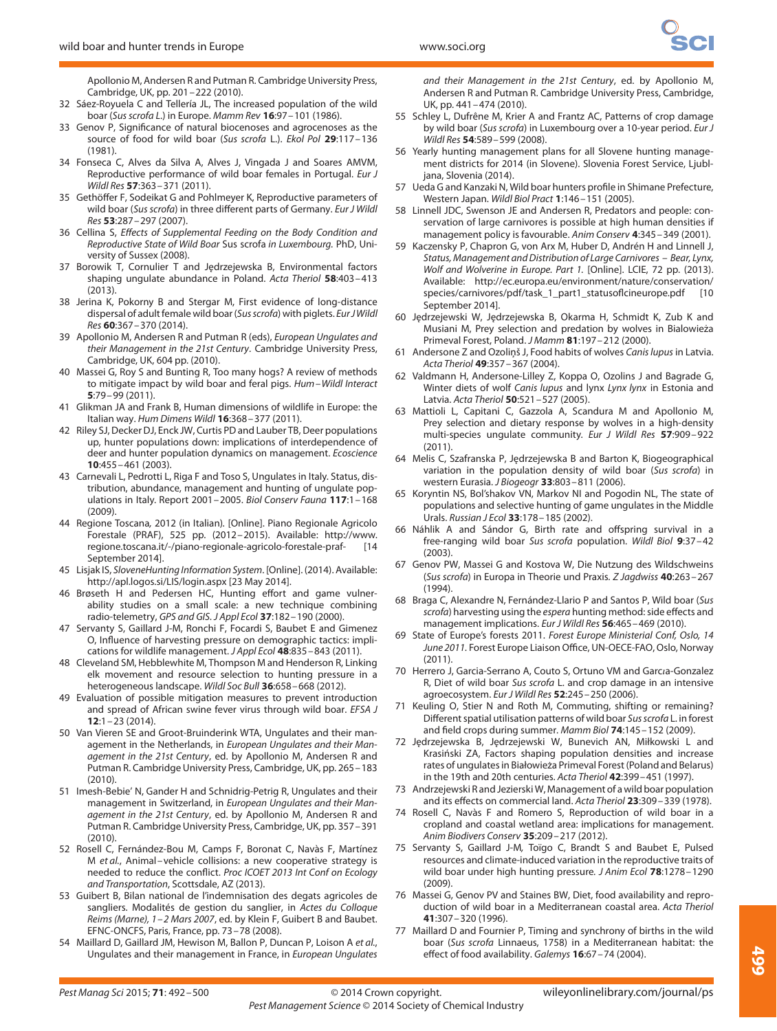Apollonio M, Andersen R and Putman R. Cambridge University Press, Cambridge, UK, pp. 201–222 (2010).

32 Sáez-Royuela C and Tellería JL, The increased population of the wild boar (*Sus scrofa L.*) in Europe. *Mamm Rev* **16**:97–101 (1986).

33 Genov P, Significance of natural biocenoses and agrocenoses as the source of food for wild boar (*Sus scrofa* L.). *Ekol Pol* **29**:117–136 (1981).

34 Fonseca C, Alves da Silva A, Alves J, Vingada J and Soares AMVM, Reproductive performance of wild boar females in Portugal. *Eur J Wildl Res* **57**:363–371 (2011).

35 Gethöffer F, Sodeikat G and Pohlmeyer K, Reproductive parameters of wild boar (*Sus scrofa*) in three different parts of Germany. *Eur J Wildl Res* **53**:287–297 (2007).

36 Cellina S, *Effects of Supplemental Feeding on the Body Condition and Reproductive State of Wild Boar* Sus scrofa *in Luxembourg*. PhD, University of Sussex (2008).

37 Borowik T, Cornulier T and Jędrzejewska B, Environmental factors shaping ungulate abundance in Poland. *Acta Theriol* **58**:403–413 (2013).

38 Jerina K, Pokorny B and Stergar M, First evidence of long-distance dispersal of adult female wild boar (*Sus scrofa*) with piglets. *Eur J Wildl Res* **60**:367–370 (2014).

39 Apollonio M, Andersen R and Putman R (eds), *European Ungulates and their Management in the 21st Century*. Cambridge University Press, Cambridge, UK, 604 pp. (2010).

40 Massei G, Roy S and Bunting R, Too many hogs? A review of methods to mitigate impact by wild boar and feral pigs. *Hum–Wildl Interact* **5**:79–99 (2011).

41 Glikman JA and Frank B, Human dimensions of wildlife in Europe: the Italian way. *Hum Dimens Wildl* **16**:368–377 (2011).

42 Riley SJ, Decker DJ, Enck JW, Curtis PD and Lauber TB, Deer populations up, hunter populations down: implications of interdependence of deer and hunter population dynamics on management. *Ecoscience* **10**:455–461 (2003).

43 Carnevali L, Pedrotti L, Riga F and Toso S, Ungulates in Italy. Status, distribution, abundance, management and hunting of ungulate populations in Italy. Report 2001–2005. *Biol Conserv Fauna* **117**:1–168 (2009).

44 Regione Toscana, 2012 (in Italian). [Online]. Piano Regionale Agricolo Forestale (PRAF), 525 pp. (2012–2015). Available: http://www.regione.toscana.it/-/piano-regionale-agricolo-forestale-praf- [14 September 2014].

45 Lisjak IS, *SloveneHunting Information System*. [Online]. (2014). Available: http://apl.logos.si/LIS/login.aspx [23 May 2014].

46 Brøseth H and Pedersen HC, Hunting effort and game vulnerability studies on a small scale: a new technique combining radio-telemetry, *GPS and GIS*. *J Appl Ecol* **37**:182–190 (2000).

47 Servanty S, Gaillard J-M, Ronchi F, Focardi S, Baubet E and Gimenez O, Influence of harvesting pressure on demographic tactics: implications for wildlife management. *J Appl Ecol* **48**:835–843 (2011).

48 Cleveland SM, Hebblewhite M, Thompson M and Henderson R, Linking elk movement and resource selection to hunting pressure in a heterogeneous landscape. *Wildl Soc Bull* **36**:658–668 (2012).

49 Evaluation of possible mitigation measures to prevent introduction and spread of African swine fever virus through wild boar. *EFSA J* **12**:1–23 (2014).

50 Van Vieren SE and Groot-Bruinderink WTA, Ungulates and their management in the Netherlands, in *European Ungulates and their Management in the 21st Century*, ed. by Apollonio M, Andersen R and Putman R. Cambridge University Press, Cambridge, UK, pp. 265–183 (2010).

51 Imesh-Bebie' N, Gander H and Schnidrig-Petrig R, Ungulates and their management in Switzerland, in *European Ungulates and their Management in the 21st Century*, ed. by Apollonio M, Andersen R and Putman R. Cambridge University Press, Cambridge, UK, pp. 357–391 (2010).

52 Rosell C, Fernández-Bou M, Camps F, Boronat C, Navàs F, Martínez M *et al.*, Animal–vehicle collisions: a new cooperative strategy is needed to reduce the conflict. *Proc ICOET 2013 Int Conf on Ecology and Transportation*, Scottsdale, AZ (2013).

53 Guibert B, Bilan national de l'indemnisation des degats agricoles de sangliers. Modalités de gestion du sanglier, in *Actes du Colloque Reims (Marne), 1–2 Mars 2007*, ed. by Klein F, Guibert B and Baubet. EFNC-ONCFS, Paris, France, pp. 73–78 (2008).

54 Maillard D, Gaillard JM, Hewison M, Ballon P, Duncan P, Loison A *et al.*, Ungulates and their management in France, in *European Ungulates and their Management in the 21st Century*, ed. by Apollonio M, Andersen R and Putman R. Cambridge University Press, Cambridge, UK, pp. 441–474 (2010).

55 Schley L, Dufrêne M, Krier A and Frantz AC, Patterns of crop damage by wild boar (*Sus scrofa*) in Luxembourg over a 10-year period. *Eur J Wildl Res* **54**:589–599 (2008).

56 Yearly hunting management plans for all Slovene hunting management districts for 2014 (in Slovene). Slovenia Forest Service, Ljubljana, Slovenia (2014).

57 Ueda G and Kanzaki N, Wild boar hunters profile in Shimane Prefecture, Western Japan. *Wildl Biol Pract* **1**:146–151 (2005).

58 Linnell JDC, Swenson JE and Andersen R, Predators and people: conservation of large carnivores is possible at high human densities if management policy is favourable. *Anim Conserv* **4**:345–349 (2001).

59 Kaczensky P, Chapron G, von Arx M, Huber D, Andrén H and Linnell J, *Status, Management and Distribution of Large Carnivores – Bear, Lynx, Wolf and Wolverine in Europe. Part 1.* [Online]. LCIE, 72 pp. (2013). Available: http://ec.europa.eu/environment/nature/conservation/species/carnivores/pdf/task_1_part1_statusoflcineurope.pdf [10 September 2014].

60 Jędrzejewski W, Jędrzejewska B, Okarma H, Schmidt K, Zub K and Musiani M, Prey selection and predation by wolves in Bialowieża Primeval Forest, Poland. *J Mamm* **81**:197–212 (2000).

61 Andersone Z and Ozoliņš J, Food habits of wolves *Canis lupus* in Latvia. *Acta Theriol* **49**:357–367 (2004).

62 Valdmann H, Andersone-Lilley Z, Koppa O, Ozolins J and Bagrade G, Winter diets of wolf *Canis lupus* and lynx *Lynx lynx* in Estonia and Latvia. *Acta Theriol* **50**:521–527 (2005).

63 Mattioli L, Capitani C, Gazzola A, Scandura M and Apollonio M, Prey selection and dietary response by wolves in a high-density multi-species ungulate community. *Eur J Wildl Res* **57**:909–922 (2011).

64 Melis C, Szafranska P, Jędrzejewska B and Barton K, Biogeographical variation in the population density of wild boar (*Sus scrofa*) in western Eurasia. *J Biogeogr* **33**:803–811 (2006).

65 Koryntin NS, Bol'shakov VN, Markov NI and Pogodin NL, The state of populations and selective hunting of game ungulates in the Middle Urals. *Russian J Ecol* **33**:178–185 (2002).

66 Náhlik A and Sándor G, Birth rate and offspring survival in a free-ranging wild boar *Sus scrofa* population. *Wildl Biol* **9**:37–42 (2003).

67 Genov PW, Massei G and Kostova W, Die Nutzung des Wildschweins (*Sus scrofa*) in Europa in Theorie und Praxis. *Z Jagdwiss* **40**:263–267 (1994).

68 Braga C, Alexandre N, Fernández-Llario P and Santos P, Wild boar (*Sus scrofa*) harvesting using the *espera* hunting method: side effects and management implications. *Eur J Wildl Res* **56**:465–469 (2010).

69 State of Europe's forests 2011. *Forest Europe Ministerial Conf, Oslo, 14 June 2011*. Forest Europe Liaison Office, UN-OECE-FAO, Oslo, Norway (2011).

70 Herrero J, Garcia-Serrano A, Couto S, Ortuno VM and Garcıa-Gonzalez R, Diet of wild boar *Sus scrofa* L. and crop damage in an intensive agroecosystem. *Eur J Wildl Res* **52**:245–250 (2006).

71 Keuling O, Stier N and Roth M, Commuting, shifting or remaining? Different spatial utilisation patterns of wild boar *Sus scrofa* L. in forest and field crops during summer. *Mamm Biol* **74**:145–152 (2009).

72 Jędrzejewska B, Jędrzejewski W, Bunevich AN, Miłkowski L and Krasiński ZA, Factors shaping population densities and increase rates of ungulates in Białowieża Primeval Forest (Poland and Belarus) in the 19th and 20th centuries. *Acta Theriol* **42**:399–451 (1997).

73 Andrzejewski R and Jezierski W, Management of a wild boar population and its effects on commercial land. *Acta Theriol* **23**:309–339 (1978).

74 Rosell C, Navàs F and Romero S, Reproduction of wild boar in a cropland and coastal wetland area: implications for management. *Anim Biodivers Conserv* **35**:209–217 (2012).

75 Servanty S, Gaillard J-M, Toïgo C, Brandt S and Baubet E, Pulsed resources and climate-induced variation in the reproductive traits of wild boar under high hunting pressure. *J Anim Ecol* **78**:1278–1290 (2009).

76 Massei G, Genov PV and Staines BW, Diet, food availability and reproduction of wild boar in a Mediterranean coastal area. *Acta Theriol* **41**:307–320 (1996).

77 Maillard D and Fournier P, Timing and synchrony of births in the wild boar (*Sus scrofa* Linnaeus, 1758) in a Mediterranean habitat: the effect of food availability. *Galemys* **16**:67–74 (2004).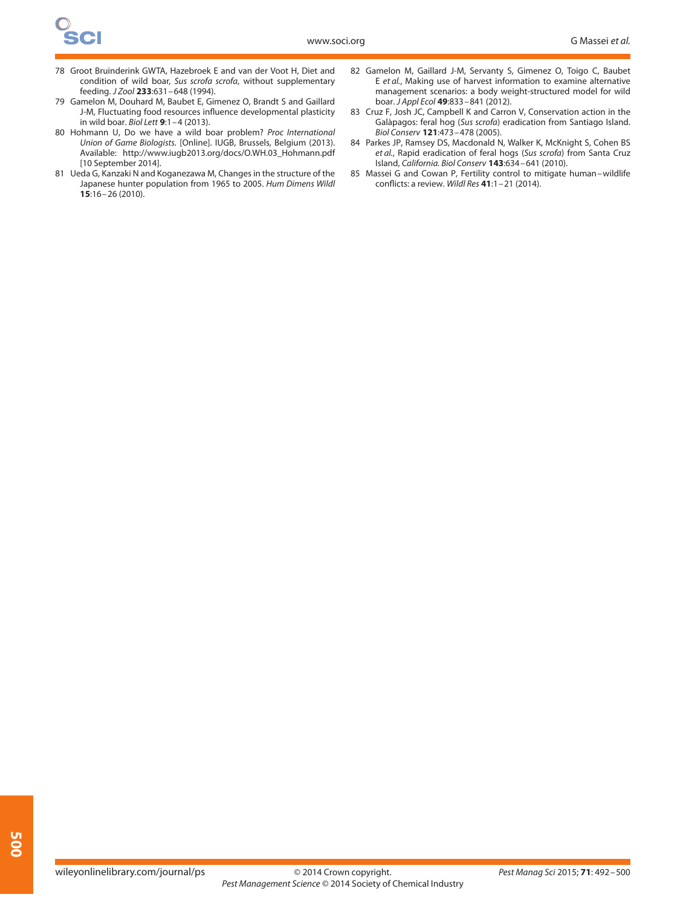78 Groot Bruinderink GWTA, Hazebroek E and van der Voot H, Diet and condition of wild boar, *Sus scrofa scrofa*, without supplementary feeding. *J Zool* **233**:631–648 (1994).

79 Gamelon M, Douhard M, Baubet E, Gimenez O, Brandt S and Gaillard J-M, Fluctuating food resources influence developmental plasticity in wild boar. *Biol Lett* **9**:1–4 (2013).

80 Hohmann U, Do we have a wild boar problem? *Proc International Union of Game Biologists*. [Online]. IUGB, Brussels, Belgium (2013). Available: http://www.iugb2013.org/docs/O.WH.03_Hohmann.pdf [10 September 2014].

81 Ueda G, Kanzaki N and Koganezawa M, Changes in the structure of the Japanese hunter population from 1965 to 2005. *Hum Dimens Wildl* **15**:16–26 (2010).

82 Gamelon M, Gaillard J-M, Servanty S, Gimenez O, Toigo C, Baubet E *et al.*, Making use of harvest information to examine alternative management scenarios: a body weight-structured model for wild boar. *J Appl Ecol* **49**:833–841 (2012).

83 Cruz F, Josh JC, Campbell K and Carron V, Conservation action in the Galàpagos: feral hog (*Sus scrofa*) eradication from Santiago Island. *Biol Conserv* **121**:473–478 (2005).

84 Parkes JP, Ramsey DS, Macdonald N, Walker K, McKnight S, Cohen BS *et al.*, Rapid eradication of feral hogs (*Sus scrofa*) from Santa Cruz Island, *California. Biol Conserv* **143**:634–641 (2010).

85 Massei G and Cowan P, Fertility control to mitigate human–wildlife conflicts: a review. *Wildl Res* **41**:1–21 (2014).